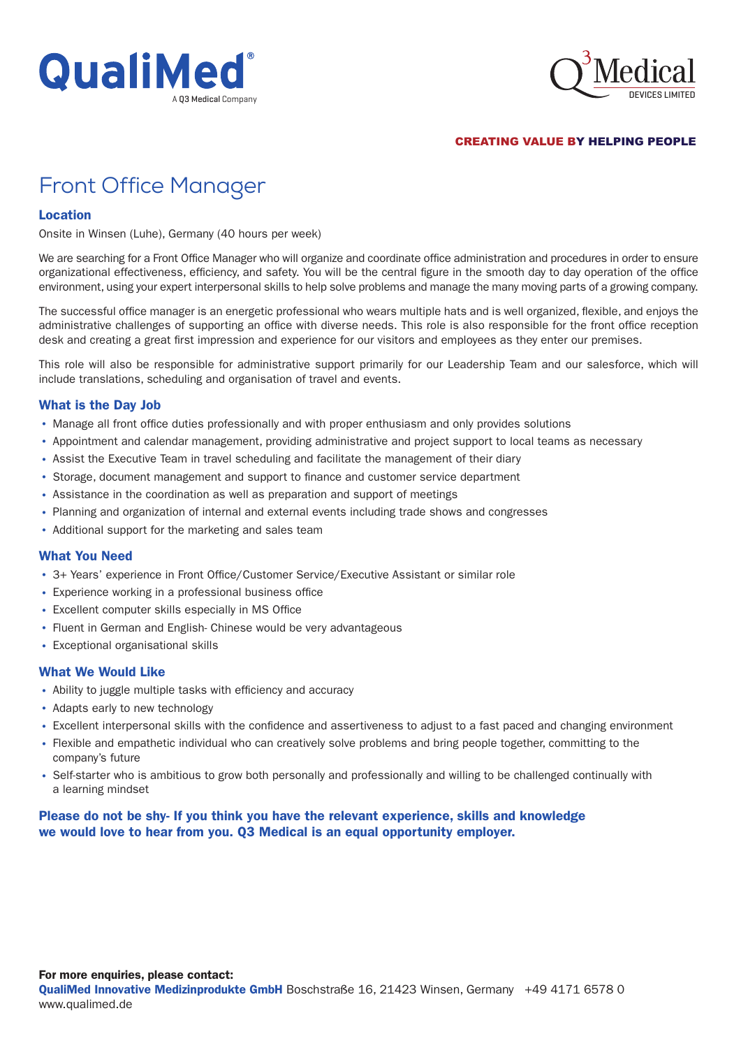QualiMed®
A Q3 Medical Company

Q3 Medical DEVICES LIMITED

**CREATING VALUE BY HELPING PEOPLE**

# Front Office Manager

### Location

Onsite in Winsen (Luhe), Germany (40 hours per week)

We are searching for a Front Office Manager who will organize and coordinate office administration and procedures in order to ensure organizational effectiveness, efficiency, and safety. You will be the central figure in the smooth day to day operation of the office environment, using your expert interpersonal skills to help solve problems and manage the many moving parts of a growing company.

The successful office manager is an energetic professional who wears multiple hats and is well organized, flexible, and enjoys the administrative challenges of supporting an office with diverse needs. This role is also responsible for the front office reception desk and creating a great first impression and experience for our visitors and employees as they enter our premises.

This role will also be responsible for administrative support primarily for our Leadership Team and our salesforce, which will include translations, scheduling and organisation of travel and events.

### What is the Day Job

- Manage all front office duties professionally and with proper enthusiasm and only provides solutions
- Appointment and calendar management, providing administrative and project support to local teams as necessary
- Assist the Executive Team in travel scheduling and facilitate the management of their diary
- Storage, document management and support to finance and customer service department
- Assistance in the coordination as well as preparation and support of meetings
- Planning and organization of internal and external events including trade shows and congresses
- Additional support for the marketing and sales team

### What You Need

- 3+ Years' experience in Front Office/Customer Service/Executive Assistant or similar role
- Experience working in a professional business office
- Excellent computer skills especially in MS Office
- Fluent in German and English- Chinese would be very advantageous
- Exceptional organisational skills

### What We Would Like

- Ability to juggle multiple tasks with efficiency and accuracy
- Adapts early to new technology
- Excellent interpersonal skills with the confidence and assertiveness to adjust to a fast paced and changing environment
- Flexible and empathetic individual who can creatively solve problems and bring people together, committing to the company's future
- Self-starter who is ambitious to grow both personally and professionally and willing to be challenged continually with a learning mindset

**Please do not be shy- If you think you have the relevant experience, skills and knowledge we would love to hear from you. Q3 Medical is an equal opportunity employer.**

**For more enquiries, please contact:**
**QualiMed Innovative Medizinprodukte GmbH** Boschstraße 16, 21423 Winsen, Germany +49 4171 6578 0
www.qualimed.de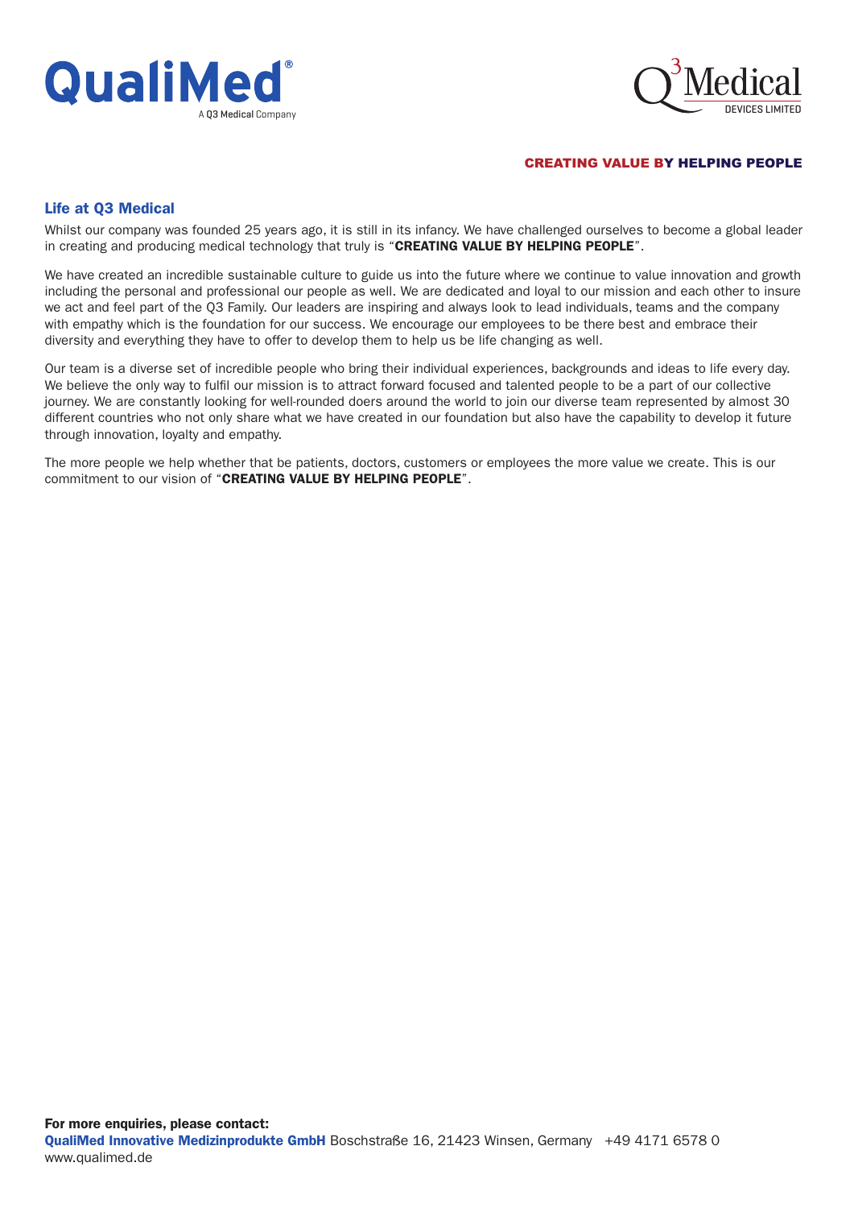QualiMed®
A Q3 Medical Company

Q3 Medical
DEVICES LIMITED

**CREATING VALUE BY HELPING PEOPLE**

## Life at Q3 Medical

Whilst our company was founded 25 years ago, it is still in its infancy. We have challenged ourselves to become a global leader in creating and producing medical technology that truly is "**CREATING VALUE BY HELPING PEOPLE**".

We have created an incredible sustainable culture to guide us into the future where we continue to value innovation and growth including the personal and professional our people as well. We are dedicated and loyal to our mission and each other to insure we act and feel part of the Q3 Family. Our leaders are inspiring and always look to lead individuals, teams and the company with empathy which is the foundation for our success. We encourage our employees to be there best and embrace their diversity and everything they have to offer to develop them to help us be life changing as well.

Our team is a diverse set of incredible people who bring their individual experiences, backgrounds and ideas to life every day. We believe the only way to fulfil our mission is to attract forward focused and talented people to be a part of our collective journey. We are constantly looking for well-rounded doers around the world to join our diverse team represented by almost 30 different countries who not only share what we have created in our foundation but also have the capability to develop it future through innovation, loyalty and empathy.

The more people we help whether that be patients, doctors, customers or employees the more value we create. This is our commitment to our vision of "**CREATING VALUE BY HELPING PEOPLE**".

**For more enquiries, please contact:**
**QualiMed Innovative Medizinprodukte GmbH** Boschstraße 16, 21423 Winsen, Germany +49 4171 6578 0
www.qualimed.de